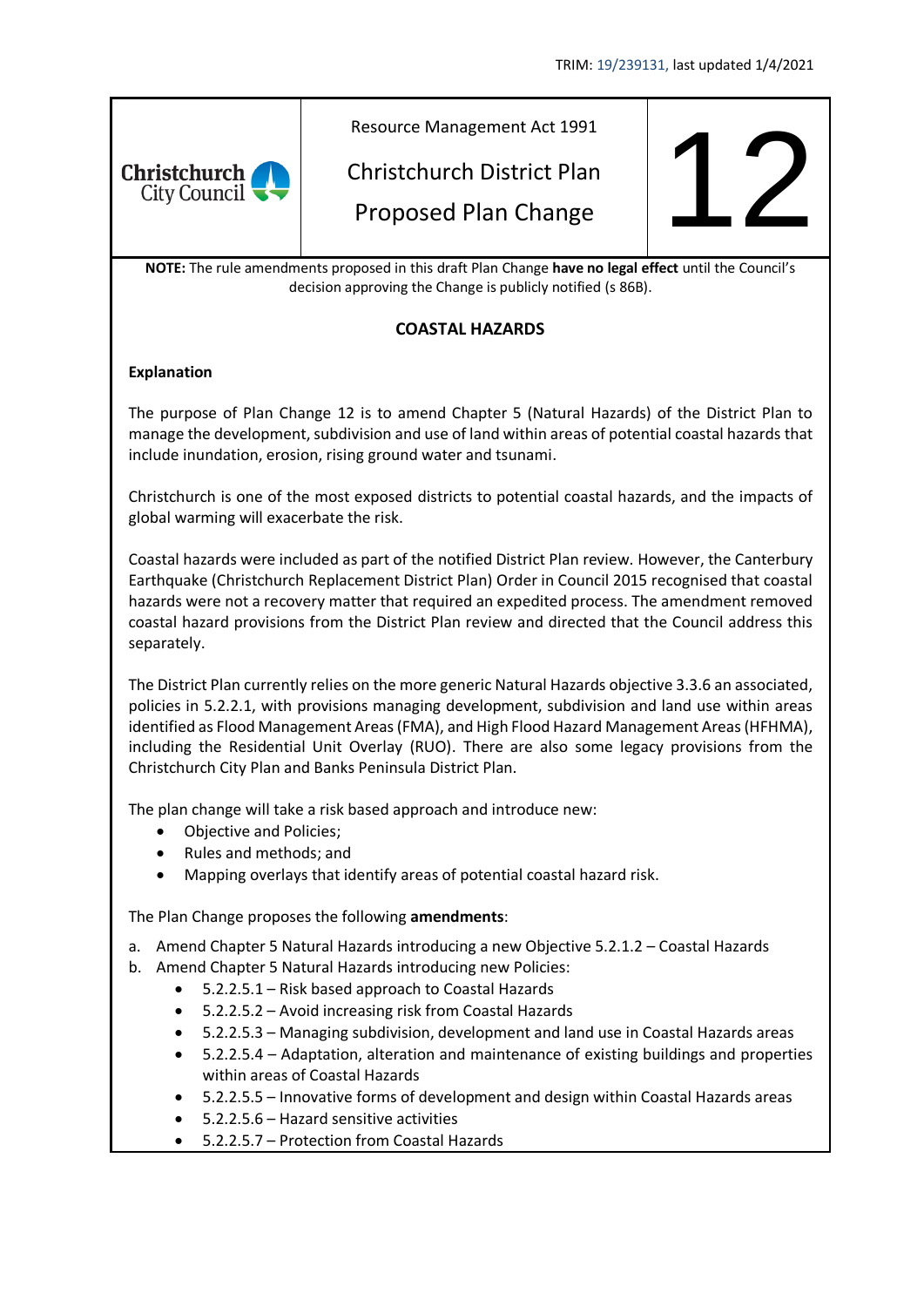TRIM: 19/239131, last updated 1/4/2021

Resource Management Act 1991

# Christchurch District Plan

# Proposed Plan Change

# 12

**NOTE:** The rule amendments proposed in this draft Plan Change **have no legal effect** until the Council's decision approving the Change is publicly notified (s 86B).

## COASTAL HAZARDS

**Explanation**

The purpose of Plan Change 12 is to amend Chapter 5 (Natural Hazards) of the District Plan to manage the development, subdivision and use of land within areas of potential coastal hazards that include inundation, erosion, rising ground water and tsunami.

Christchurch is one of the most exposed districts to potential coastal hazards, and the impacts of global warming will exacerbate the risk.

Coastal hazards were included as part of the notified District Plan review. However, the Canterbury Earthquake (Christchurch Replacement District Plan) Order in Council 2015 recognised that coastal hazards were not a recovery matter that required an expedited process. The amendment removed coastal hazard provisions from the District Plan review and directed that the Council address this separately.

The District Plan currently relies on the more generic Natural Hazards objective 3.3.6 an associated, policies in 5.2.2.1, with provisions managing development, subdivision and land use within areas identified as Flood Management Areas (FMA), and High Flood Hazard Management Areas (HFHMA), including the Residential Unit Overlay (RUO). There are also some legacy provisions from the Christchurch City Plan and Banks Peninsula District Plan.

The plan change will take a risk based approach and introduce new:

- Objective and Policies;
- Rules and methods; and
- Mapping overlays that identify areas of potential coastal hazard risk.

The Plan Change proposes the following **amendments**:

a. Amend Chapter 5 Natural Hazards introducing a new Objective 5.2.1.2 – Coastal Hazards
b. Amend Chapter 5 Natural Hazards introducing new Policies:
    - 5.2.2.5.1 – Risk based approach to Coastal Hazards
    - 5.2.2.5.2 – Avoid increasing risk from Coastal Hazards
    - 5.2.2.5.3 – Managing subdivision, development and land use in Coastal Hazards areas
    - 5.2.2.5.4 – Adaptation, alteration and maintenance of existing buildings and properties within areas of Coastal Hazards
    - 5.2.2.5.5 – Innovative forms of development and design within Coastal Hazards areas
    - 5.2.2.5.6 – Hazard sensitive activities
    - 5.2.2.5.7 – Protection from Coastal Hazards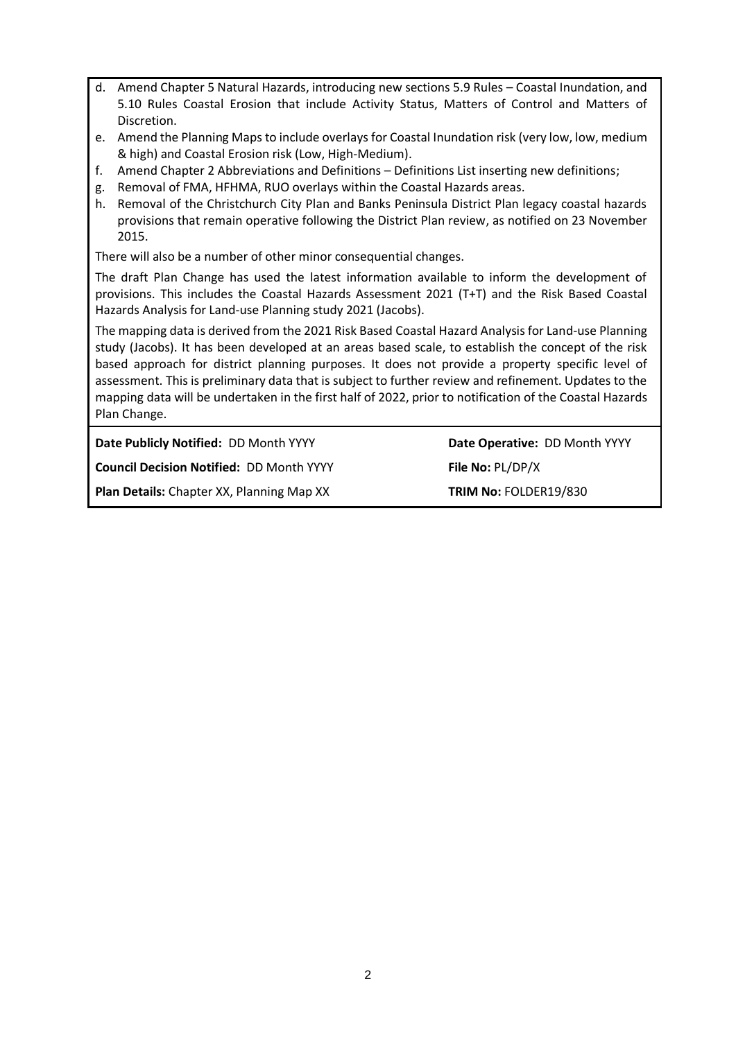d. Amend Chapter 5 Natural Hazards, introducing new sections 5.9 Rules – Coastal Inundation, and 5.10 Rules Coastal Erosion that include Activity Status, Matters of Control and Matters of Discretion.
e. Amend the Planning Maps to include overlays for Coastal Inundation risk (very low, low, medium & high) and Coastal Erosion risk (Low, High-Medium).
f. Amend Chapter 2 Abbreviations and Definitions – Definitions List inserting new definitions;
g. Removal of FMA, HFHMA, RUO overlays within the Coastal Hazards areas.
h. Removal of the Christchurch City Plan and Banks Peninsula District Plan legacy coastal hazards provisions that remain operative following the District Plan review, as notified on 23 November 2015.

There will also be a number of other minor consequential changes.

The draft Plan Change has used the latest information available to inform the development of provisions. This includes the Coastal Hazards Assessment 2021 (T+T) and the Risk Based Coastal Hazards Analysis for Land-use Planning study 2021 (Jacobs).

The mapping data is derived from the 2021 Risk Based Coastal Hazard Analysis for Land-use Planning study (Jacobs). It has been developed at an areas based scale, to establish the concept of the risk based approach for district planning purposes. It does not provide a property specific level of assessment. This is preliminary data that is subject to further review and refinement. Updates to the mapping data will be undertaken in the first half of 2022, prior to notification of the Coastal Hazards Plan Change.

| | |
|---|---|
| **Date Publicly Notified:** DD Month YYYY | **Date Operative:** DD Month YYYY |
| **Council Decision Notified:** DD Month YYYY | **File No:** PL/DP/X |
| **Plan Details:** Chapter XX, Planning Map XX | **TRIM No:** FOLDER19/830 |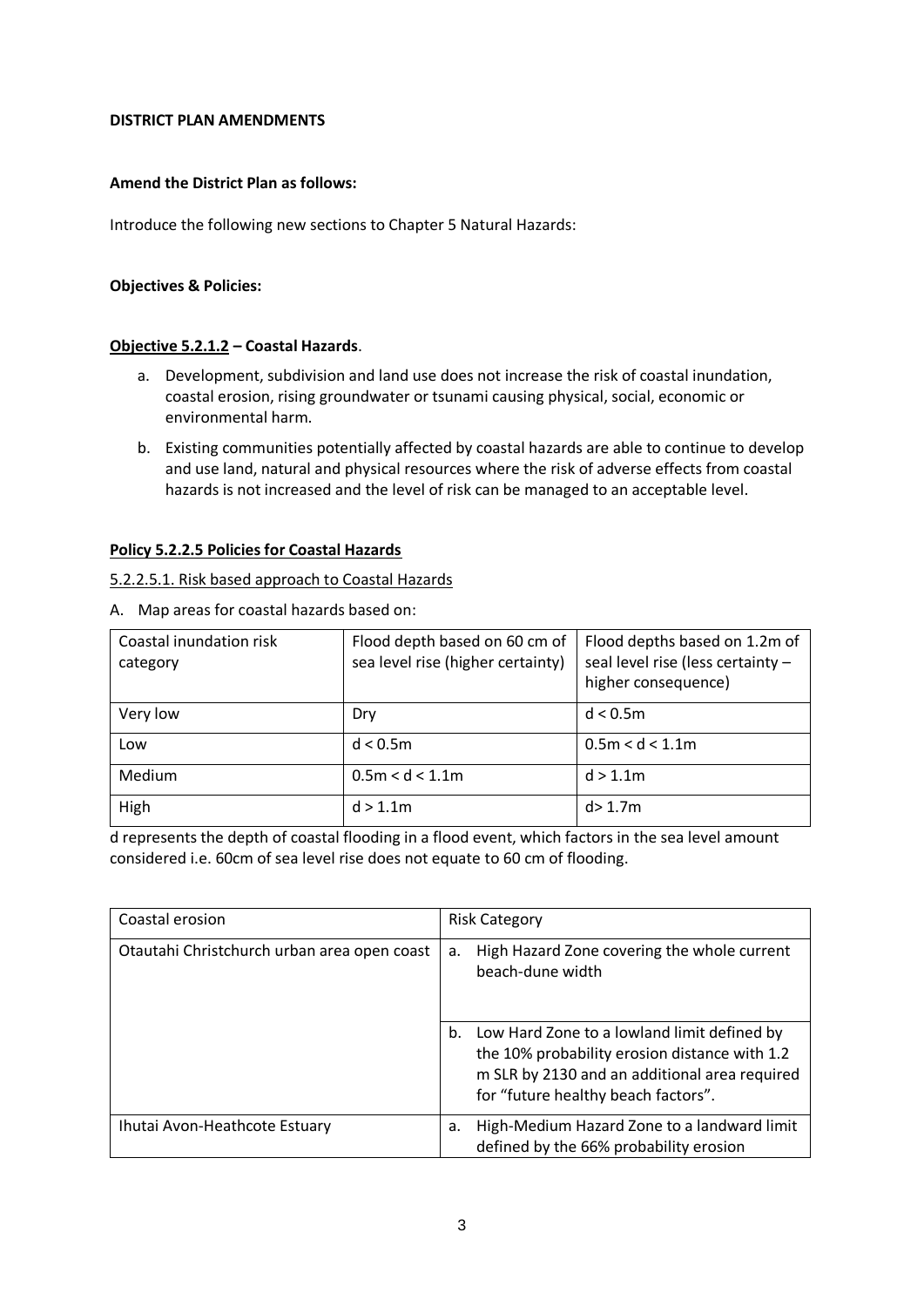**DISTRICT PLAN AMENDMENTS**

**Amend the District Plan as follows:**

Introduce the following new sections to Chapter 5 Natural Hazards:

**Objectives & Policies:**

**<u>Objective 5.2.1.2</u> – Coastal Hazards**.

a. Development, subdivision and land use does not increase the risk of coastal inundation, coastal erosion, rising groundwater or tsunami causing physical, social, economic or environmental harm.

b. Existing communities potentially affected by coastal hazards are able to continue to develop and use land, natural and physical resources where the risk of adverse effects from coastal hazards is not increased and the level of risk can be managed to an acceptable level.

**<u>Policy 5.2.2.5 Policies for Coastal Hazards</u>**

<u>5.2.2.5.1. Risk based approach to Coastal Hazards</u>

A. Map areas for coastal hazards based on:

| Coastal inundation risk category | Flood depth based on 60 cm of sea level rise (higher certainty) | Flood depths based on 1.2m of seal level rise (less certainty – higher consequence) |
|---|---|---|
| Very low | Dry | d < 0.5m |
| Low | d < 0.5m | 0.5m < d < 1.1m |
| Medium | 0.5m < d < 1.1m | d > 1.1m |
| High | d > 1.1m | d> 1.7m |

d represents the depth of coastal flooding in a flood event, which factors in the sea level amount considered i.e. 60cm of sea level rise does not equate to 60 cm of flooding.

| Coastal erosion | Risk Category |
|---|---|
| Otautahi Christchurch urban area open coast | a. High Hazard Zone covering the whole current beach-dune width |
| | b. Low Hard Zone to a lowland limit defined by the 10% probability erosion distance with 1.2 m SLR by 2130 and an additional area required for "future healthy beach factors". |
| Ihutai Avon-Heathcote Estuary | a. High-Medium Hazard Zone to a landward limit defined by the 66% probability erosion |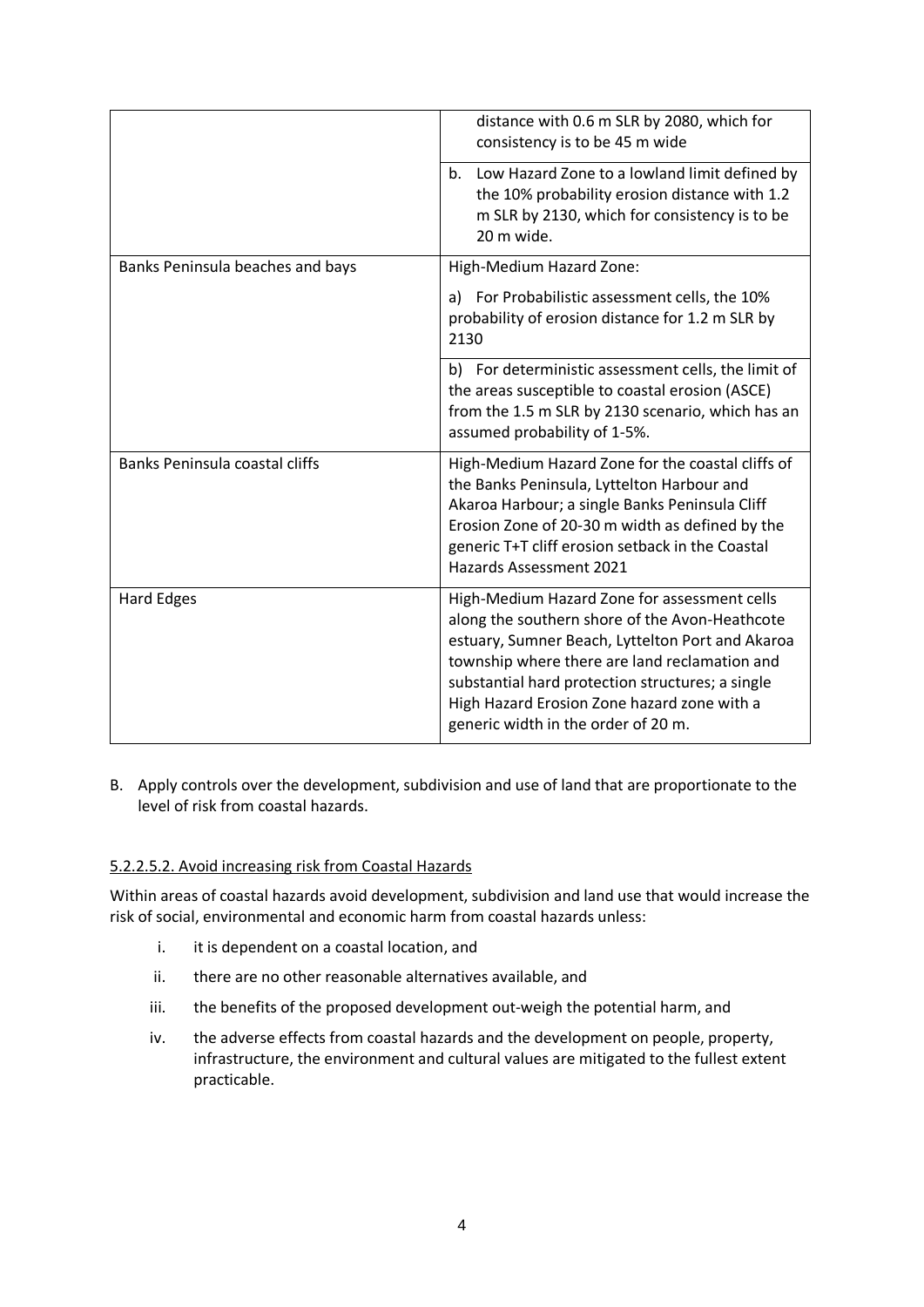| | |
|---|---|
| | distance with 0.6 m SLR by 2080, which for consistency is to be 45 m wide |
| | b. Low Hazard Zone to a lowland limit defined by the 10% probability erosion distance with 1.2 m SLR by 2130, which for consistency is to be 20 m wide. |
| Banks Peninsula beaches and bays | High-Medium Hazard Zone:<br><br>a) For Probabilistic assessment cells, the 10% probability of erosion distance for 1.2 m SLR by 2130 |
| | b) For deterministic assessment cells, the limit of the areas susceptible to coastal erosion (ASCE) from the 1.5 m SLR by 2130 scenario, which has an assumed probability of 1-5%. |
| Banks Peninsula coastal cliffs | High-Medium Hazard Zone for the coastal cliffs of the Banks Peninsula, Lyttelton Harbour and Akaroa Harbour; a single Banks Peninsula Cliff Erosion Zone of 20-30 m width as defined by the generic T+T cliff erosion setback in the Coastal Hazards Assessment 2021 |
| Hard Edges | High-Medium Hazard Zone for assessment cells along the southern shore of the Avon-Heathcote estuary, Sumner Beach, Lyttelton Port and Akaroa township where there are land reclamation and substantial hard protection structures; a single High Hazard Erosion Zone hazard zone with a generic width in the order of 20 m. |

B. Apply controls over the development, subdivision and use of land that are proportionate to the level of risk from coastal hazards.

### 5.2.2.5.2. Avoid increasing risk from Coastal Hazards

Within areas of coastal hazards avoid development, subdivision and land use that would increase the risk of social, environmental and economic harm from coastal hazards unless:

i. it is dependent on a coastal location, and
ii. there are no other reasonable alternatives available, and
iii. the benefits of the proposed development out-weigh the potential harm, and
iv. the adverse effects from coastal hazards and the development on people, property, infrastructure, the environment and cultural values are mitigated to the fullest extent practicable.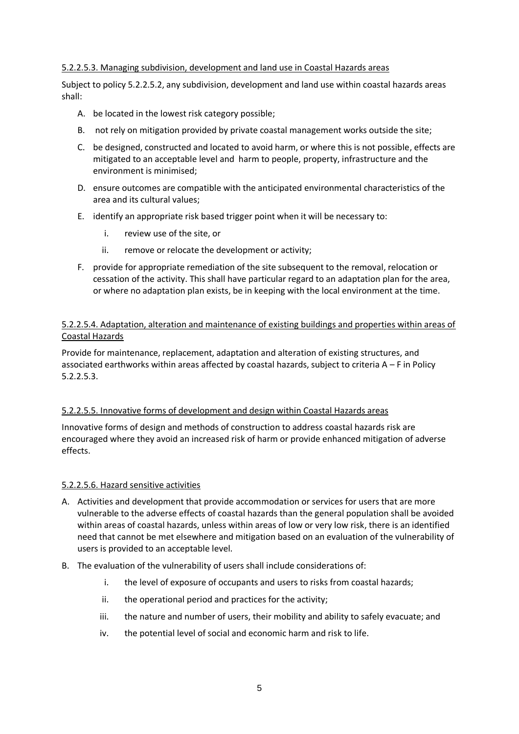5.2.2.5.3. Managing subdivision, development and land use in Coastal Hazards areas

Subject to policy 5.2.2.5.2, any subdivision, development and land use within coastal hazards areas shall:

A. be located in the lowest risk category possible;
B. not rely on mitigation provided by private coastal management works outside the site;
C. be designed, constructed and located to avoid harm, or where this is not possible, effects are mitigated to an acceptable level and harm to people, property, infrastructure and the environment is minimised;
D. ensure outcomes are compatible with the anticipated environmental characteristics of the area and its cultural values;
E. identify an appropriate risk based trigger point when it will be necessary to:
    i. review use of the site, or
    ii. remove or relocate the development or activity;
F. provide for appropriate remediation of the site subsequent to the removal, relocation or cessation of the activity. This shall have particular regard to an adaptation plan for the area, or where no adaptation plan exists, be in keeping with the local environment at the time.

5.2.2.5.4. Adaptation, alteration and maintenance of existing buildings and properties within areas of Coastal Hazards

Provide for maintenance, replacement, adaptation and alteration of existing structures, and associated earthworks within areas affected by coastal hazards, subject to criteria A – F in Policy 5.2.2.5.3.

5.2.2.5.5. Innovative forms of development and design within Coastal Hazards areas

Innovative forms of design and methods of construction to address coastal hazards risk are encouraged where they avoid an increased risk of harm or provide enhanced mitigation of adverse effects.

5.2.2.5.6. Hazard sensitive activities

A. Activities and development that provide accommodation or services for users that are more vulnerable to the adverse effects of coastal hazards than the general population shall be avoided within areas of coastal hazards, unless within areas of low or very low risk, there is an identified need that cannot be met elsewhere and mitigation based on an evaluation of the vulnerability of users is provided to an acceptable level.
B. The evaluation of the vulnerability of users shall include considerations of:
    i. the level of exposure of occupants and users to risks from coastal hazards;
    ii. the operational period and practices for the activity;
    iii. the nature and number of users, their mobility and ability to safely evacuate; and
    iv. the potential level of social and economic harm and risk to life.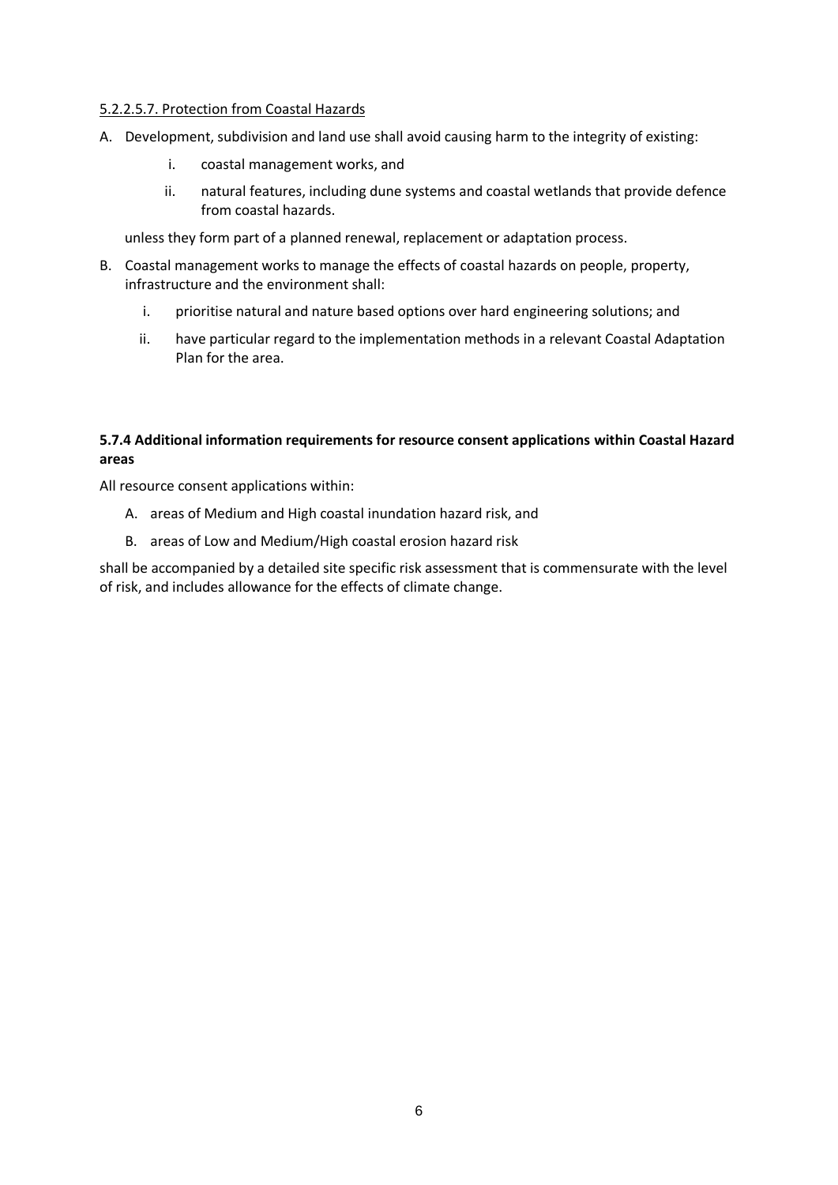5.2.2.5.7. Protection from Coastal Hazards

A. Development, subdivision and land use shall avoid causing harm to the integrity of existing:

   i. coastal management works, and

   ii. natural features, including dune systems and coastal wetlands that provide defence from coastal hazards.

   unless they form part of a planned renewal, replacement or adaptation process.

B. Coastal management works to manage the effects of coastal hazards on people, property, infrastructure and the environment shall:

   i. prioritise natural and nature based options over hard engineering solutions; and

   ii. have particular regard to the implementation methods in a relevant Coastal Adaptation Plan for the area.

**5.7.4 Additional information requirements for resource consent applications within Coastal Hazard areas**

All resource consent applications within:

A. areas of Medium and High coastal inundation hazard risk, and

B. areas of Low and Medium/High coastal erosion hazard risk

shall be accompanied by a detailed site specific risk assessment that is commensurate with the level of risk, and includes allowance for the effects of climate change.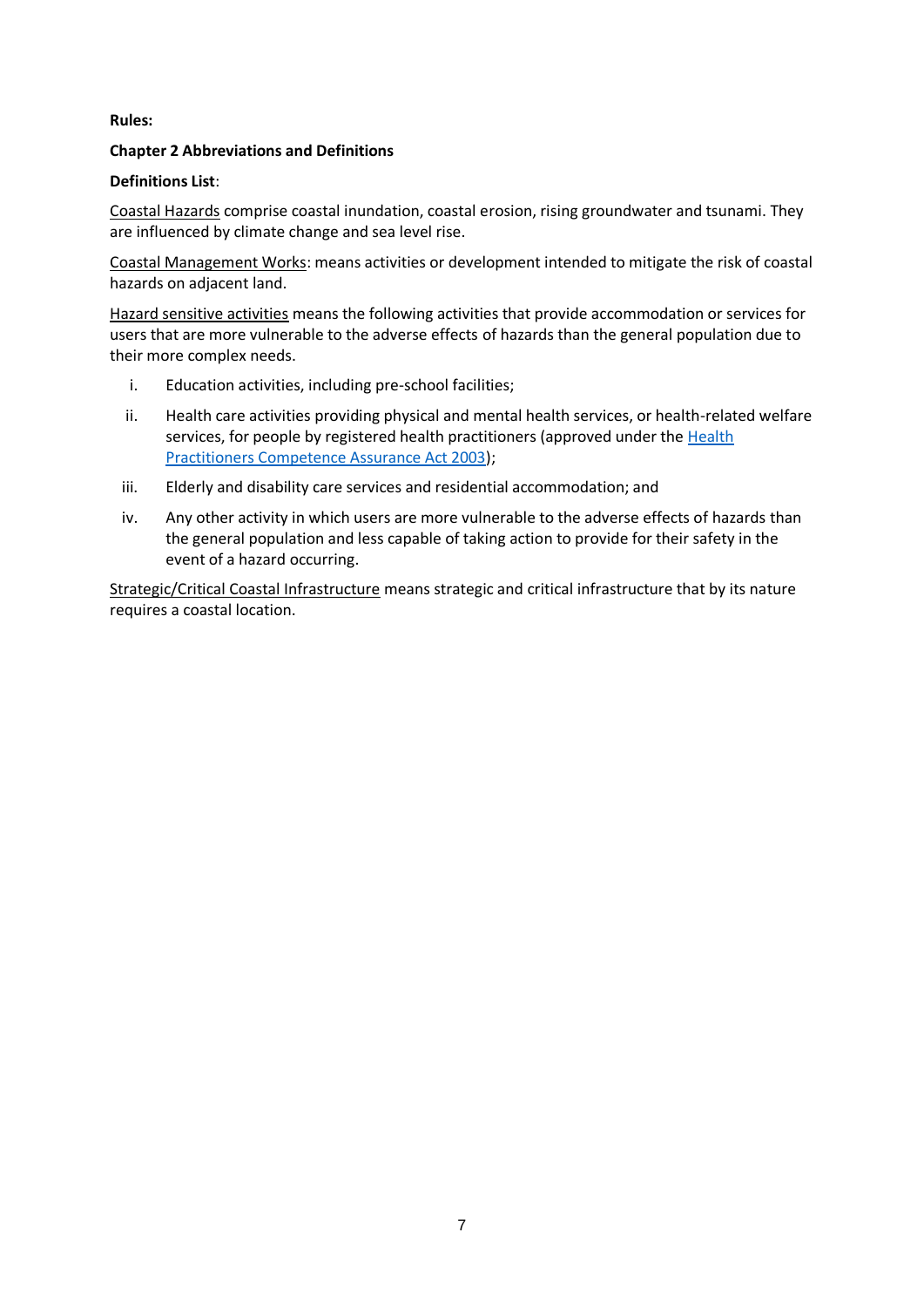**Rules:**

**Chapter 2 Abbreviations and Definitions**

**Definitions List**:

Coastal Hazards comprise coastal inundation, coastal erosion, rising groundwater and tsunami. They are influenced by climate change and sea level rise.

Coastal Management Works: means activities or development intended to mitigate the risk of coastal hazards on adjacent land.

Hazard sensitive activities means the following activities that provide accommodation or services for users that are more vulnerable to the adverse effects of hazards than the general population due to their more complex needs.

i. Education activities, including pre-school facilities;

ii. Health care activities providing physical and mental health services, or health-related welfare services, for people by registered health practitioners (approved under the Health Practitioners Competence Assurance Act 2003);

iii. Elderly and disability care services and residential accommodation; and

iv. Any other activity in which users are more vulnerable to the adverse effects of hazards than the general population and less capable of taking action to provide for their safety in the event of a hazard occurring.

Strategic/Critical Coastal Infrastructure means strategic and critical infrastructure that by its nature requires a coastal location.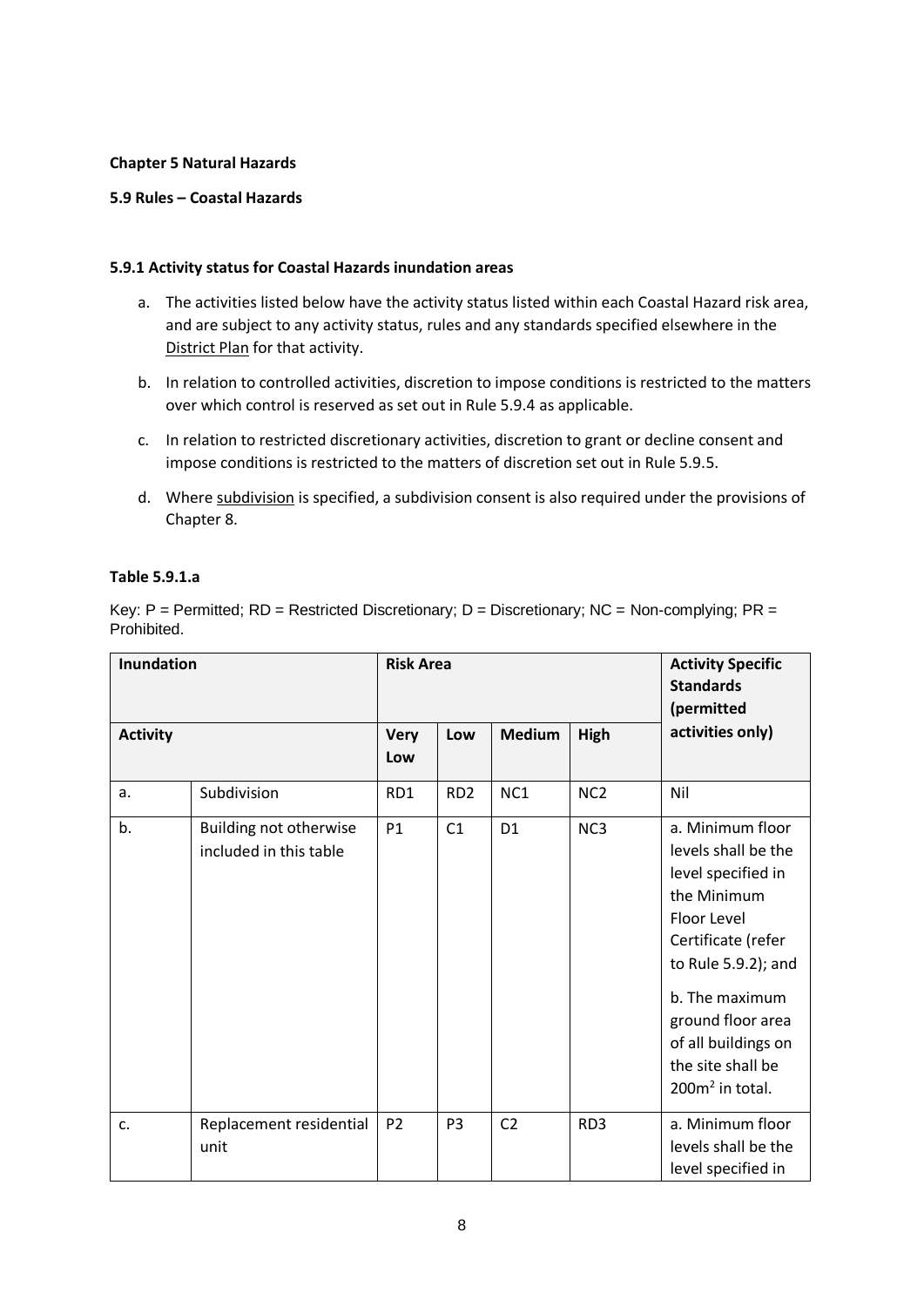**Chapter 5 Natural Hazards**

**5.9 Rules – Coastal Hazards**

**5.9.1 Activity status for Coastal Hazards inundation areas**

a. The activities listed below have the activity status listed within each Coastal Hazard risk area, and are subject to any activity status, rules and any standards specified elsewhere in the District Plan for that activity.

b. In relation to controlled activities, discretion to impose conditions is restricted to the matters over which control is reserved as set out in Rule 5.9.4 as applicable.

c. In relation to restricted discretionary activities, discretion to grant or decline consent and impose conditions is restricted to the matters of discretion set out in Rule 5.9.5.

d. Where subdivision is specified, a subdivision consent is also required under the provisions of Chapter 8.

**Table 5.9.1.a**

Key: P = Permitted; RD = Restricted Discretionary; D = Discretionary; NC = Non-complying; PR = Prohibited.

| **Inundation** | | **Risk Area** | | | | **Activity Specific Standards (permitted activities only)** |
|---|---|---|---|---|---|---|
| **Activity** | | **Very Low** | **Low** | **Medium** | **High** | |
| a. | Subdivision | RD1 | RD2 | NC1 | NC2 | Nil |
| b. | Building not otherwise included in this table | P1 | C1 | D1 | NC3 | a. Minimum floor levels shall be the level specified in the Minimum Floor Level Certificate (refer to Rule 5.9.2); and<br><br>b. The maximum ground floor area of all buildings on the site shall be $200m^2$ in total. |
| c. | Replacement residential unit | P2 | P3 | C2 | RD3 | a. Minimum floor levels shall be the level specified in |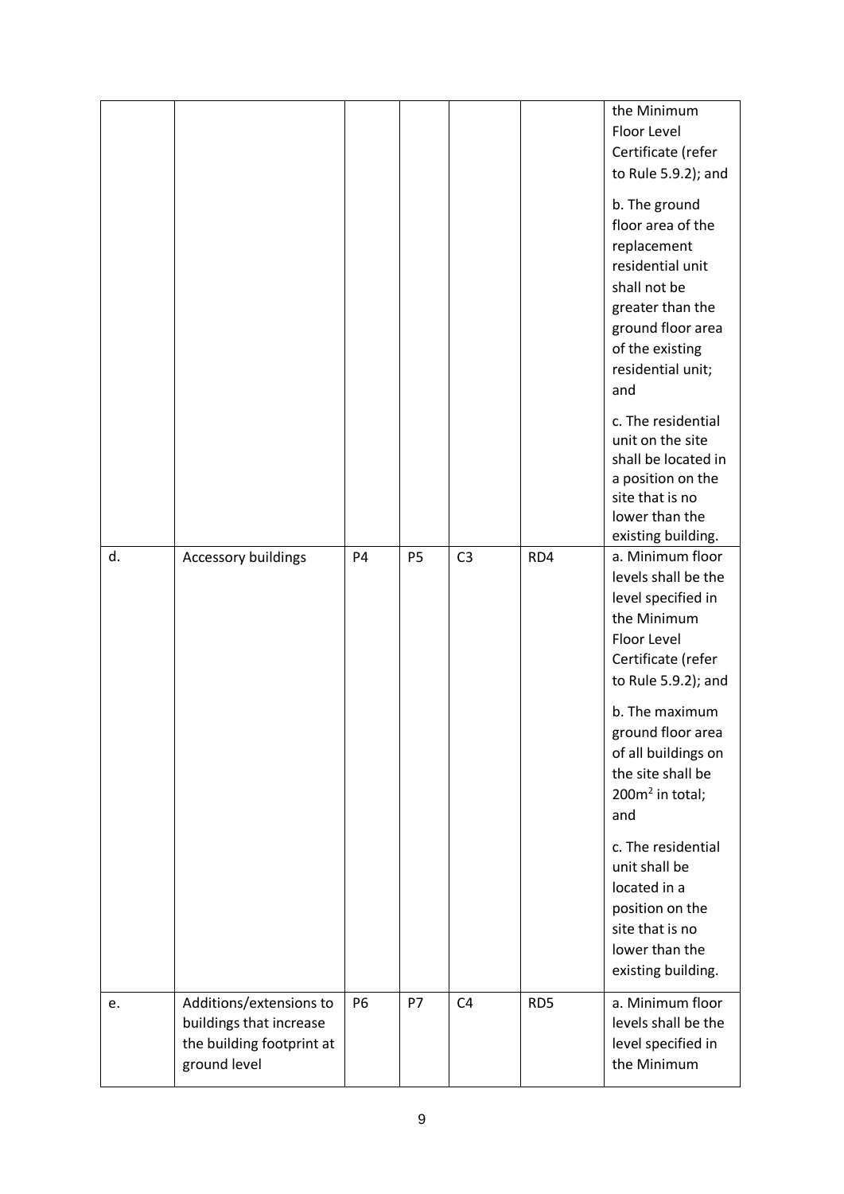| | | | | | | the Minimum Floor Level Certificate (refer to Rule 5.9.2); and<br><br>b. The ground floor area of the replacement residential unit shall not be greater than the ground floor area of the existing residential unit; and<br><br>c. The residential unit on the site shall be located in a position on the site that is no lower than the existing building. |
|---|---|---|---|---|---|---|
| d. | Accessory buildings | P4 | P5 | C3 | RD4 | a. Minimum floor levels shall be the level specified in the Minimum Floor Level Certificate (refer to Rule 5.9.2); and<br><br>b. The maximum ground floor area of all buildings on the site shall be 200m² in total; and<br><br>c. The residential unit shall be located in a position on the site that is no lower than the existing building. |
| e. | Additions/extensions to buildings that increase the building footprint at ground level | P6 | P7 | C4 | RD5 | a. Minimum floor levels shall be the level specified in the Minimum |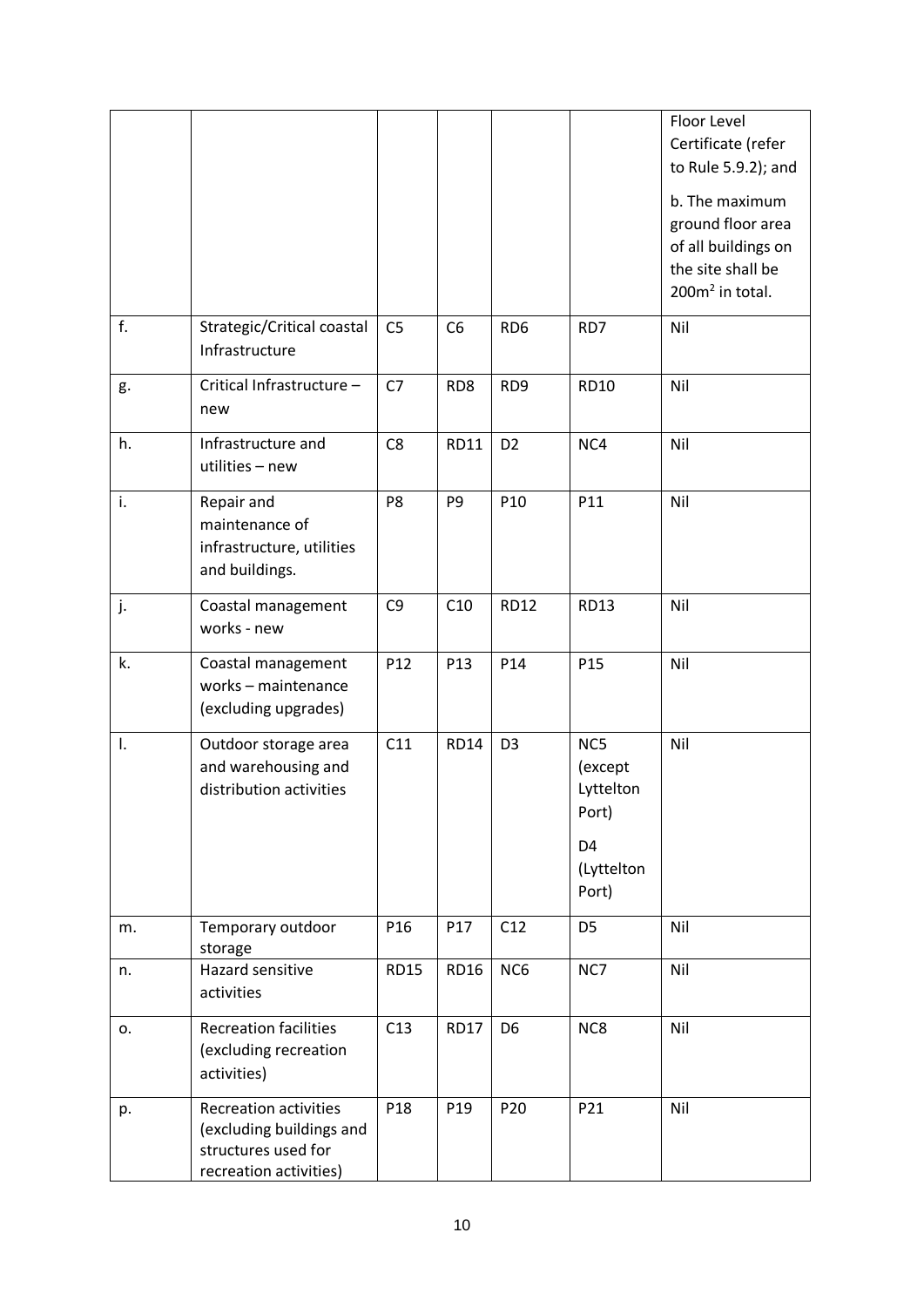| | | | | | | Floor Level Certificate (refer to Rule 5.9.2); and<br><br>b. The maximum ground floor area of all buildings on the site shall be 200m$^2$ in total. |
|---|---|---|---|---|---|---|
| f. | Strategic/Critical coastal Infrastructure | C5 | C6 | RD6 | RD7 | Nil |
| g. | Critical Infrastructure – new | C7 | RD8 | RD9 | RD10 | Nil |
| h. | Infrastructure and utilities – new | C8 | RD11 | D2 | NC4 | Nil |
| i. | Repair and maintenance of infrastructure, utilities and buildings. | P8 | P9 | P10 | P11 | Nil |
| j. | Coastal management works - new | C9 | C10 | RD12 | RD13 | Nil |
| k. | Coastal management works – maintenance (excluding upgrades) | P12 | P13 | P14 | P15 | Nil |
| l. | Outdoor storage area and warehousing and distribution activities | C11 | RD14 | D3 | NC5 (except Lyttelton Port)<br><br>D4 (Lyttelton Port) | Nil |
| m. | Temporary outdoor storage | P16 | P17 | C12 | D5 | Nil |
| n. | Hazard sensitive activities | RD15 | RD16 | NC6 | NC7 | Nil |
| o. | Recreation facilities (excluding recreation activities) | C13 | RD17 | D6 | NC8 | Nil |
| p. | Recreation activities (excluding buildings and structures used for recreation activities) | P18 | P19 | P20 | P21 | Nil |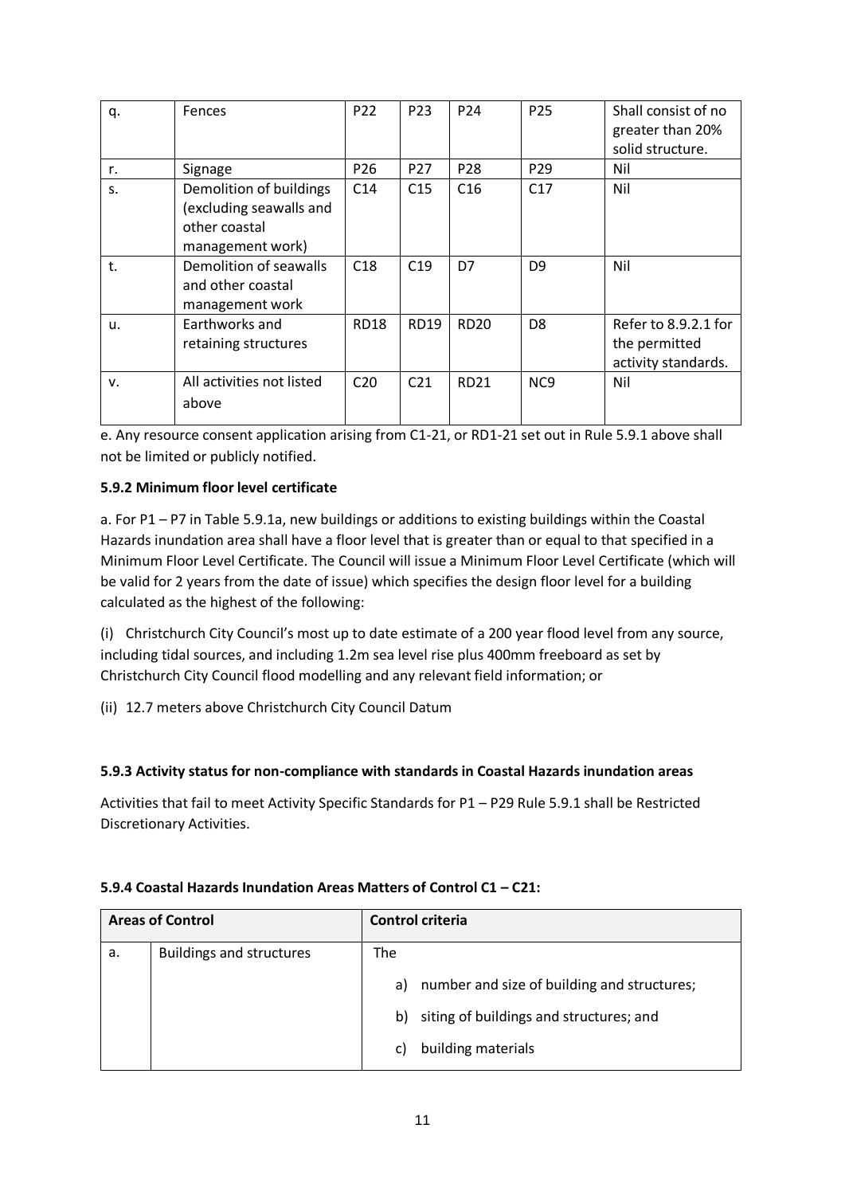| q. | Fences | P22 | P23 | P24 | P25 | Shall consist of no greater than 20% solid structure. |
|---|---|---|---|---|---|---|
| r. | Signage | P26 | P27 | P28 | P29 | Nil |
| s. | Demolition of buildings (excluding seawalls and other coastal management work) | C14 | C15 | C16 | C17 | Nil |
| t. | Demolition of seawalls and other coastal management work | C18 | C19 | D7 | D9 | Nil |
| u. | Earthworks and retaining structures | RD18 | RD19 | RD20 | D8 | Refer to 8.9.2.1 for the permitted activity standards. |
| v. | All activities not listed above | C20 | C21 | RD21 | NC9 | Nil |

e. Any resource consent application arising from C1-21, or RD1-21 set out in Rule 5.9.1 above shall not be limited or publicly notified.

**5.9.2 Minimum floor level certificate**

a. For P1 – P7 in Table 5.9.1a, new buildings or additions to existing buildings within the Coastal Hazards inundation area shall have a floor level that is greater than or equal to that specified in a Minimum Floor Level Certificate. The Council will issue a Minimum Floor Level Certificate (which will be valid for 2 years from the date of issue) which specifies the design floor level for a building calculated as the highest of the following:

(i) Christchurch City Council's most up to date estimate of a 200 year flood level from any source, including tidal sources, and including 1.2m sea level rise plus 400mm freeboard as set by Christchurch City Council flood modelling and any relevant field information; or

(ii) 12.7 meters above Christchurch City Council Datum

**5.9.3 Activity status for non-compliance with standards in Coastal Hazards inundation areas**

Activities that fail to meet Activity Specific Standards for P1 – P29 Rule 5.9.1 shall be Restricted Discretionary Activities.

**5.9.4 Coastal Hazards Inundation Areas Matters of Control C1 – C21:**

| Areas of Control | | Control criteria |
|---|---|---|
| a. | Buildings and structures | The<br>a) number and size of building and structures;<br>b) siting of buildings and structures; and<br>c) building materials |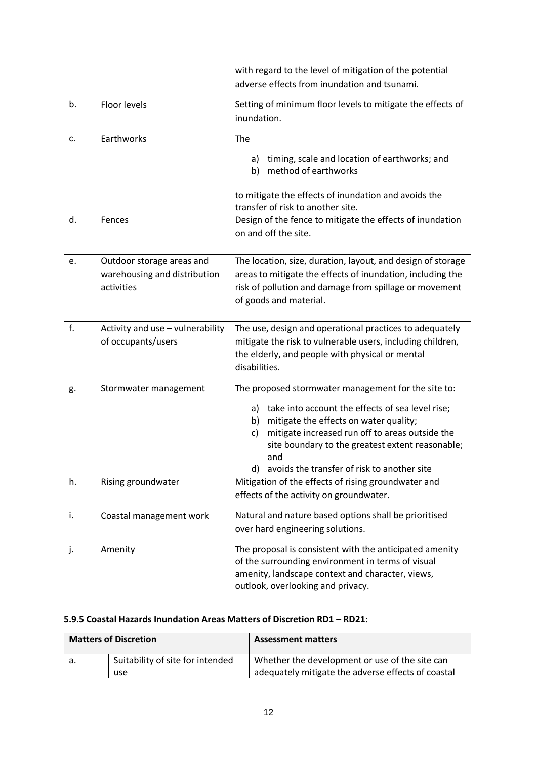| | | |
|---|---|---|
| | | with regard to the level of mitigation of the potential adverse effects from inundation and tsunami. |
| b. | Floor levels | Setting of minimum floor levels to mitigate the effects of inundation. |
| c. | Earthworks | The<br><br>a) timing, scale and location of earthworks; and<br>b) method of earthworks<br><br>to mitigate the effects of inundation and avoids the transfer of risk to another site. |
| d. | Fences | Design of the fence to mitigate the effects of inundation on and off the site. |
| e. | Outdoor storage areas and warehousing and distribution activities | The location, size, duration, layout, and design of storage areas to mitigate the effects of inundation, including the risk of pollution and damage from spillage or movement of goods and material. |
| f. | Activity and use – vulnerability of occupants/users | The use, design and operational practices to adequately mitigate the risk to vulnerable users, including children, the elderly, and people with physical or mental disabilities. |
| g. | Stormwater management | The proposed stormwater management for the site to:<br><br>a) take into account the effects of sea level rise;<br>b) mitigate the effects on water quality;<br>c) mitigate increased run off to areas outside the site boundary to the greatest extent reasonable; and<br>d) avoids the transfer of risk to another site |
| h. | Rising groundwater | Mitigation of the effects of rising groundwater and effects of the activity on groundwater. |
| i. | Coastal management work | Natural and nature based options shall be prioritised over hard engineering solutions. |
| j. | Amenity | The proposal is consistent with the anticipated amenity of the surrounding environment in terms of visual amenity, landscape context and character, views, outlook, overlooking and privacy. |

### 5.9.5 Coastal Hazards Inundation Areas Matters of Discretion RD1 – RD21:

| Matters of Discretion | | Assessment matters |
|---|---|---|
| a. | Suitability of site for intended use | Whether the development or use of the site can adequately mitigate the adverse effects of coastal |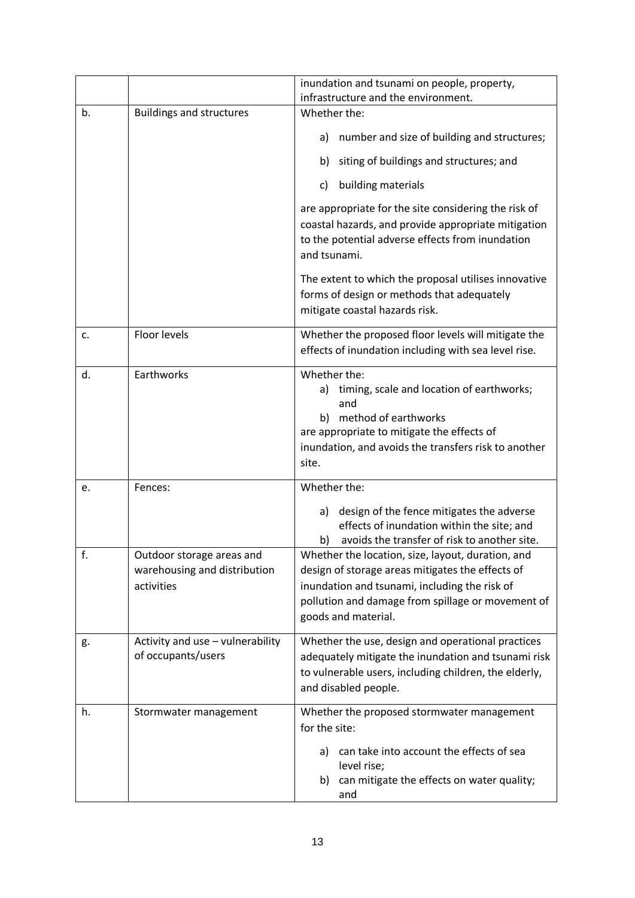| | | |
|---|---|---|
| | | inundation and tsunami on people, property, infrastructure and the environment. |
| b. | Buildings and structures | Whether the:<br><br>a) number and size of building and structures;<br>b) siting of buildings and structures; and<br>c) building materials<br><br>are appropriate for the site considering the risk of coastal hazards, and provide appropriate mitigation to the potential adverse effects from inundation and tsunami.<br><br>The extent to which the proposal utilises innovative forms of design or methods that adequately mitigate coastal hazards risk. |
| c. | Floor levels | Whether the proposed floor levels will mitigate the effects of inundation including with sea level rise. |
| d. | Earthworks | Whether the:<br>a) timing, scale and location of earthworks; and<br>b) method of earthworks<br>are appropriate to mitigate the effects of inundation, and avoids the transfers risk to another site. |
| e. | Fences: | Whether the:<br><br>a) design of the fence mitigates the adverse effects of inundation within the site; and<br>b) avoids the transfer of risk to another site. |
| f. | Outdoor storage areas and warehousing and distribution activities | Whether the location, size, layout, duration, and design of storage areas mitigates the effects of inundation and tsunami, including the risk of pollution and damage from spillage or movement of goods and material. |
| g. | Activity and use – vulnerability of occupants/users | Whether the use, design and operational practices adequately mitigate the inundation and tsunami risk to vulnerable users, including children, the elderly, and disabled people. |
| h. | Stormwater management | Whether the proposed stormwater management for the site:<br><br>a) can take into account the effects of sea level rise;<br>b) can mitigate the effects on water quality; and |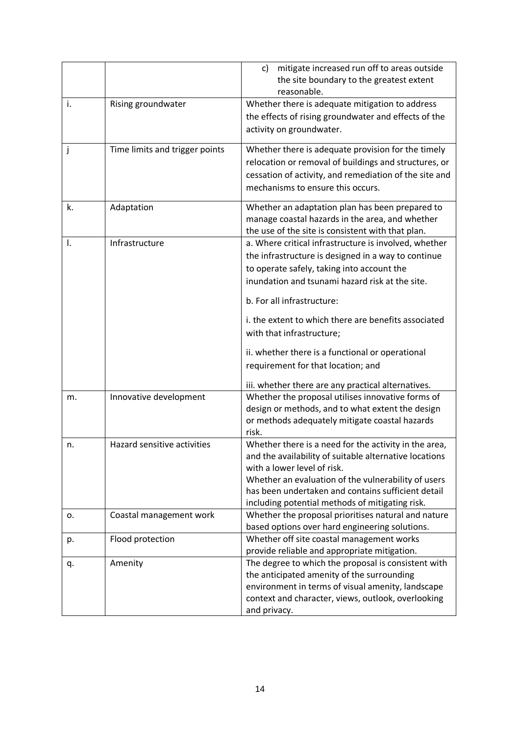| | | |
|---|---|---|
| | | c) mitigate increased run off to areas outside the site boundary to the greatest extent reasonable. |
| i. | Rising groundwater | Whether there is adequate mitigation to address the effects of rising groundwater and effects of the activity on groundwater. |
| j | Time limits and trigger points | Whether there is adequate provision for the timely relocation or removal of buildings and structures, or cessation of activity, and remediation of the site and mechanisms to ensure this occurs. |
| k. | Adaptation | Whether an adaptation plan has been prepared to manage coastal hazards in the area, and whether the use of the site is consistent with that plan. |
| l. | Infrastructure | a. Where critical infrastructure is involved, whether the infrastructure is designed in a way to continue to operate safely, taking into account the inundation and tsunami hazard risk at the site.<br><br>b. For all infrastructure:<br><br>i. the extent to which there are benefits associated with that infrastructure;<br><br>ii. whether there is a functional or operational requirement for that location; and<br><br>iii. whether there are any practical alternatives. |
| m. | Innovative development | Whether the proposal utilises innovative forms of design or methods, and to what extent the design or methods adequately mitigate coastal hazards risk. |
| n. | Hazard sensitive activities | Whether there is a need for the activity in the area, and the availability of suitable alternative locations with a lower level of risk.<br>Whether an evaluation of the vulnerability of users has been undertaken and contains sufficient detail including potential methods of mitigating risk. |
| o. | Coastal management work | Whether the proposal prioritises natural and nature based options over hard engineering solutions. |
| p. | Flood protection | Whether off site coastal management works provide reliable and appropriate mitigation. |
| q. | Amenity | The degree to which the proposal is consistent with the anticipated amenity of the surrounding environment in terms of visual amenity, landscape context and character, views, outlook, overlooking and privacy. |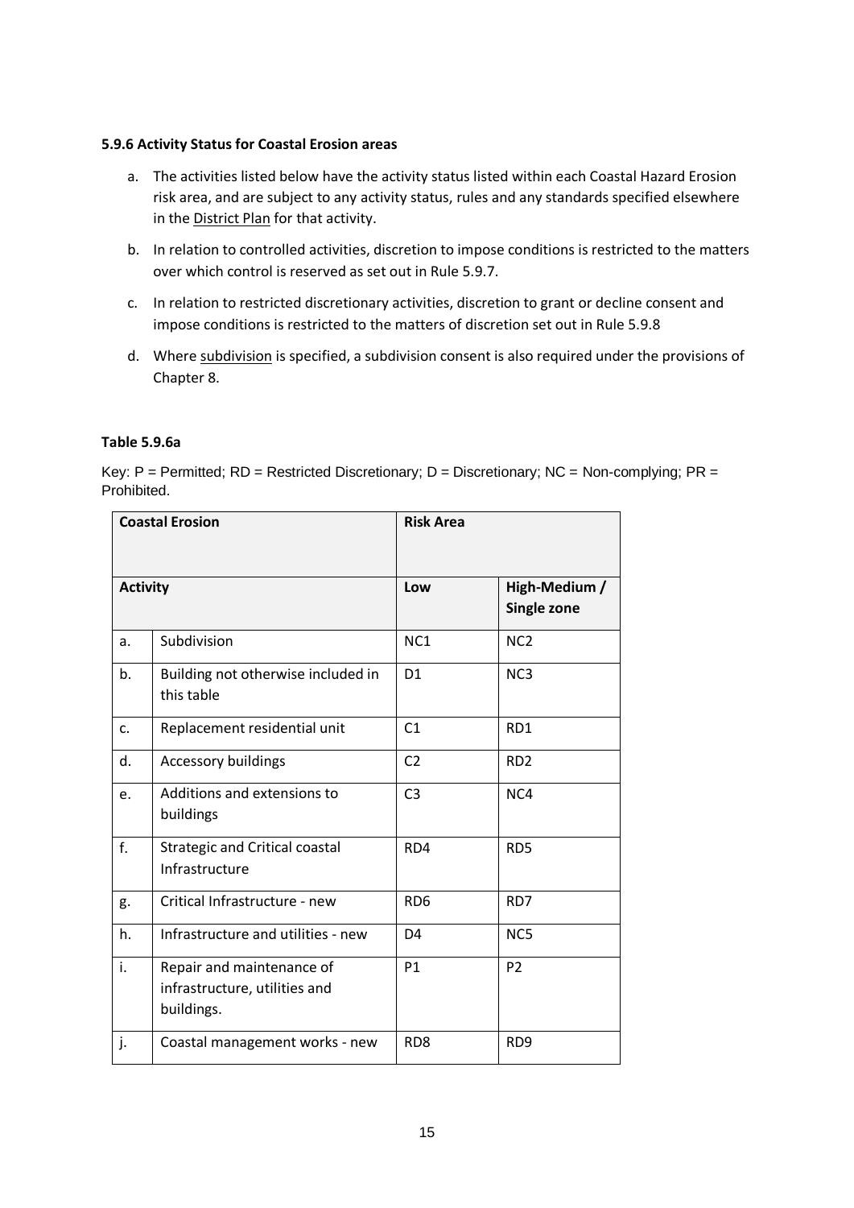#### 5.9.6 Activity Status for Coastal Erosion areas

a. The activities listed below have the activity status listed within each Coastal Hazard Erosion risk area, and are subject to any activity status, rules and any standards specified elsewhere in the District Plan for that activity.

b. In relation to controlled activities, discretion to impose conditions is restricted to the matters over which control is reserved as set out in Rule 5.9.7.

c. In relation to restricted discretionary activities, discretion to grant or decline consent and impose conditions is restricted to the matters of discretion set out in Rule 5.9.8

d. Where subdivision is specified, a subdivision consent is also required under the provisions of Chapter 8.

**Table 5.9.6a**

Key: P = Permitted; RD = Restricted Discretionary; D = Discretionary; NC = Non-complying; PR = Prohibited.

| **Coastal Erosion** | | **Risk Area** | |
|---|---|---|---|
| **Activity** | | **Low** | **High-Medium / Single zone** |
| a. | Subdivision | NC1 | NC2 |
| b. | Building not otherwise included in this table | D1 | NC3 |
| c. | Replacement residential unit | C1 | RD1 |
| d. | Accessory buildings | C2 | RD2 |
| e. | Additions and extensions to buildings | C3 | NC4 |
| f. | Strategic and Critical coastal Infrastructure | RD4 | RD5 |
| g. | Critical Infrastructure - new | RD6 | RD7 |
| h. | Infrastructure and utilities - new | D4 | NC5 |
| i. | Repair and maintenance of infrastructure, utilities and buildings. | P1 | P2 |
| j. | Coastal management works - new | RD8 | RD9 |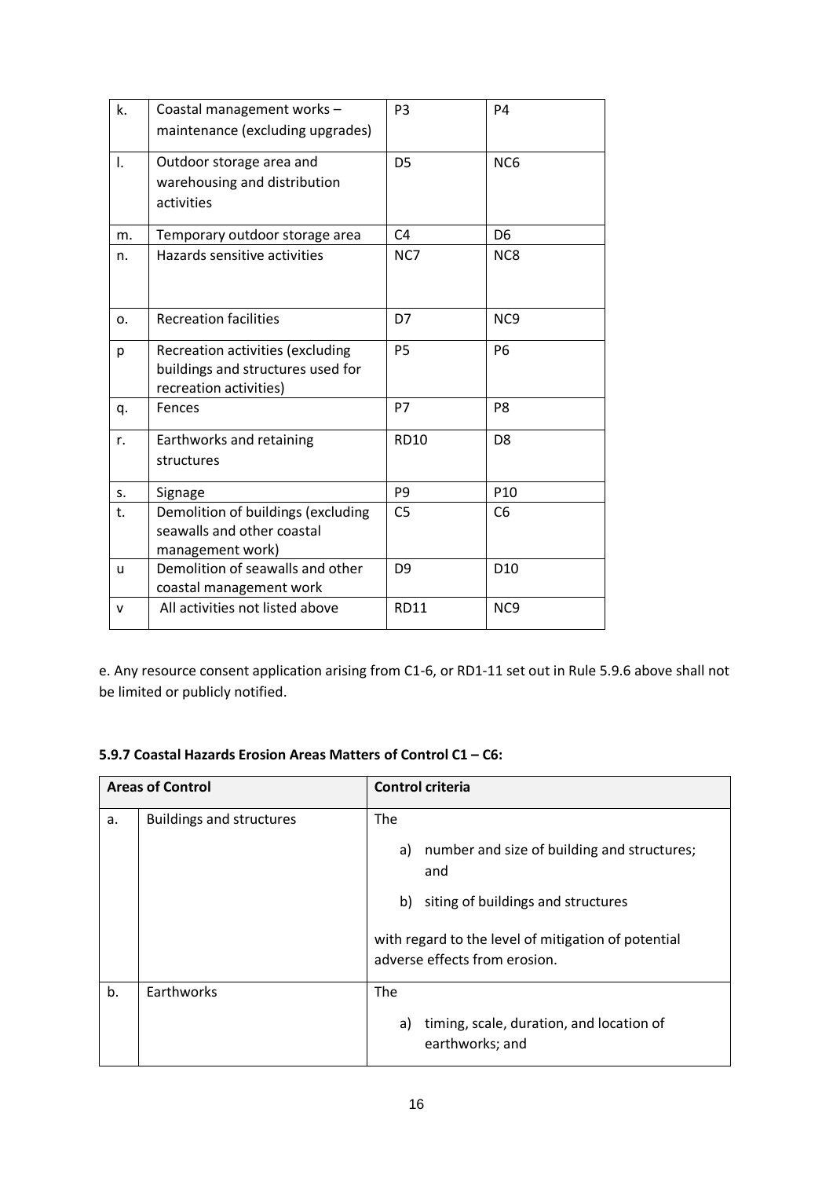| | | | |
|---|---|---|---|
| k. | Coastal management works – maintenance (excluding upgrades) | P3 | P4 |
| l. | Outdoor storage area and warehousing and distribution activities | D5 | NC6 |
| m. | Temporary outdoor storage area | C4 | D6 |
| n. | Hazards sensitive activities | NC7 | NC8 |
| o. | Recreation facilities | D7 | NC9 |
| p | Recreation activities (excluding buildings and structures used for recreation activities) | P5 | P6 |
| q. | Fences | P7 | P8 |
| r. | Earthworks and retaining structures | RD10 | D8 |
| s. | Signage | P9 | P10 |
| t. | Demolition of buildings (excluding seawalls and other coastal management work) | C5 | C6 |
| u | Demolition of seawalls and other coastal management work | D9 | D10 |
| v | All activities not listed above | RD11 | NC9 |

e. Any resource consent application arising from C1-6, or RD1-11 set out in Rule 5.9.6 above shall not be limited or publicly notified.

**5.9.7 Coastal Hazards Erosion Areas Matters of Control C1 – C6:**

| Areas of Control | | Control criteria |
|---|---|---|
| a. | Buildings and structures | The<br>a) number and size of building and structures; and<br>b) siting of buildings and structures<br>with regard to the level of mitigation of potential adverse effects from erosion. |
| b. | Earthworks | The<br>a) timing, scale, duration, and location of earthworks; and |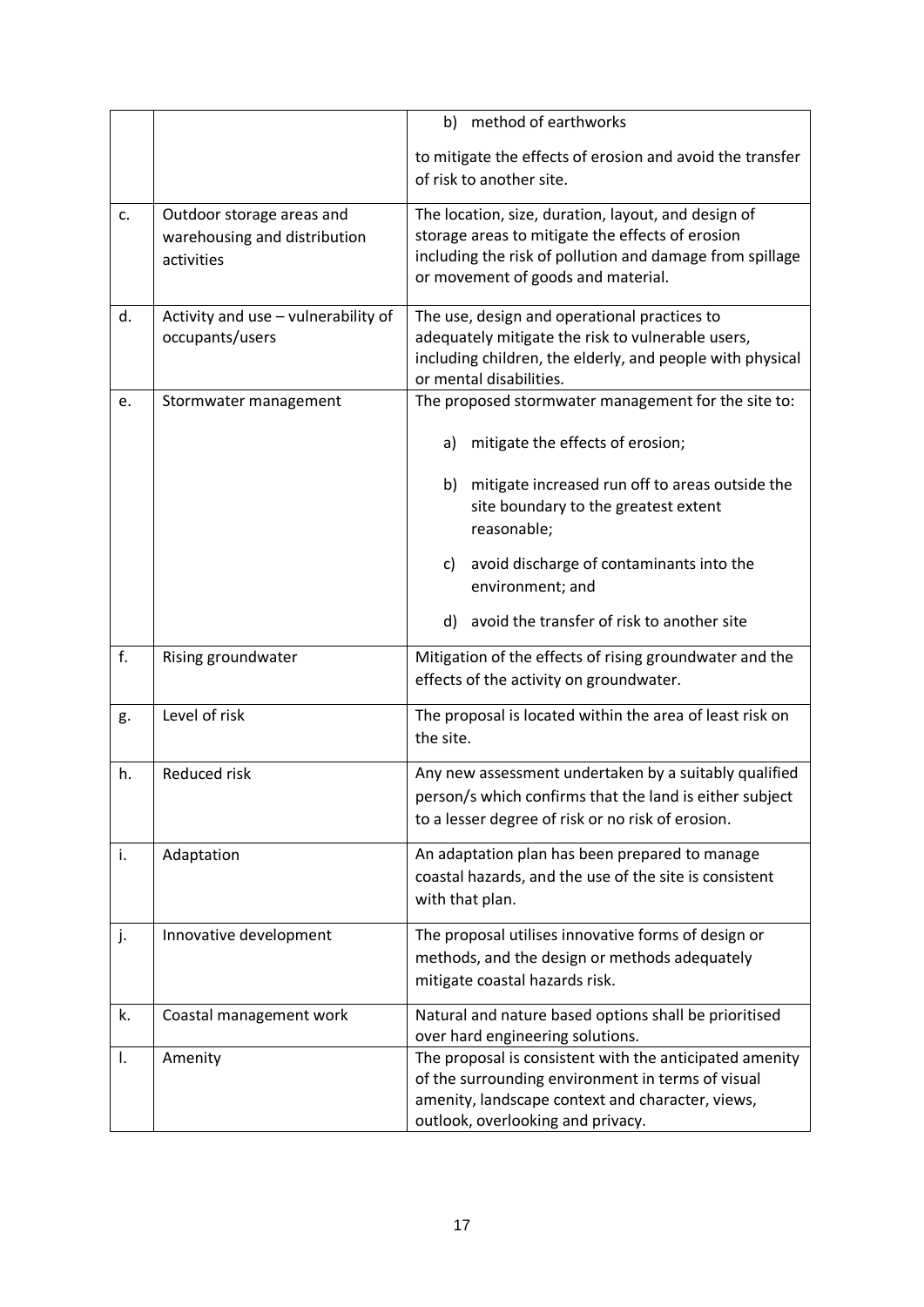| | | |
|---|---|---|
| | | b) method of earthworks<br><br>to mitigate the effects of erosion and avoid the transfer of risk to another site. |
| c. | Outdoor storage areas and warehousing and distribution activities | The location, size, duration, layout, and design of storage areas to mitigate the effects of erosion including the risk of pollution and damage from spillage or movement of goods and material. |
| d. | Activity and use – vulnerability of occupants/users | The use, design and operational practices to adequately mitigate the risk to vulnerable users, including children, the elderly, and people with physical or mental disabilities. |
| e. | Stormwater management | The proposed stormwater management for the site to:<br><br>a) mitigate the effects of erosion;<br><br>b) mitigate increased run off to areas outside the site boundary to the greatest extent reasonable;<br><br>c) avoid discharge of contaminants into the environment; and<br><br>d) avoid the transfer of risk to another site |
| f. | Rising groundwater | Mitigation of the effects of rising groundwater and the effects of the activity on groundwater. |
| g. | Level of risk | The proposal is located within the area of least risk on the site. |
| h. | Reduced risk | Any new assessment undertaken by a suitably qualified person/s which confirms that the land is either subject to a lesser degree of risk or no risk of erosion. |
| i. | Adaptation | An adaptation plan has been prepared to manage coastal hazards, and the use of the site is consistent with that plan. |
| j. | Innovative development | The proposal utilises innovative forms of design or methods, and the design or methods adequately mitigate coastal hazards risk. |
| k. | Coastal management work | Natural and nature based options shall be prioritised over hard engineering solutions. |
| l. | Amenity | The proposal is consistent with the anticipated amenity of the surrounding environment in terms of visual amenity, landscape context and character, views, outlook, overlooking and privacy. |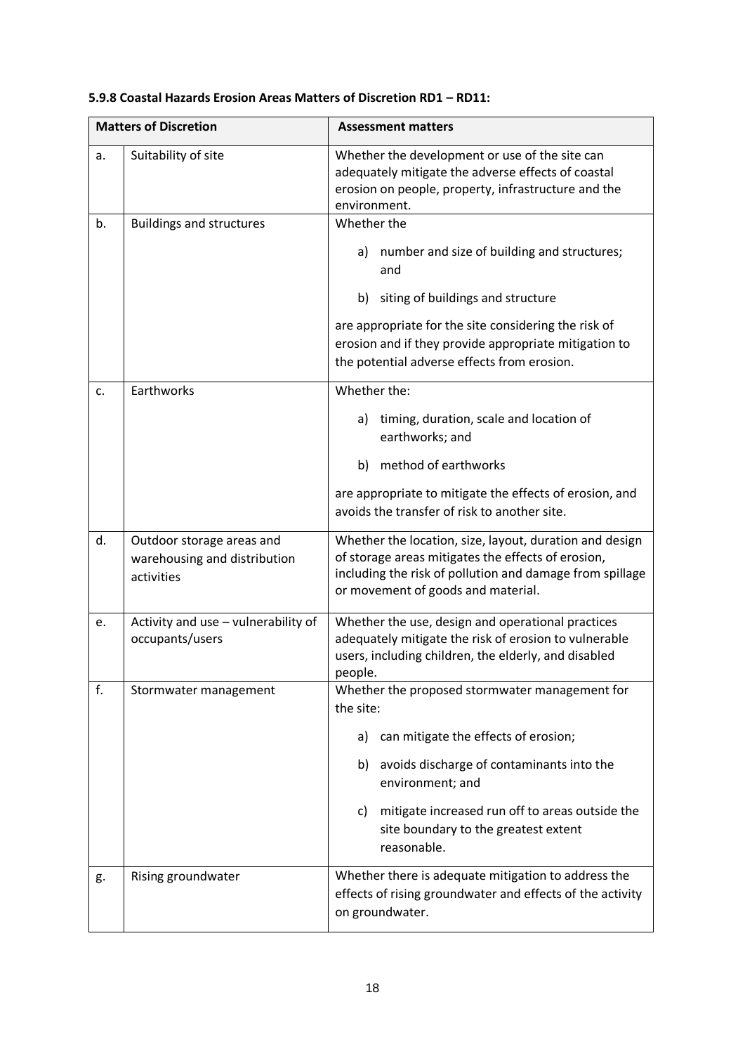**5.9.8 Coastal Hazards Erosion Areas Matters of Discretion RD1 – RD11:**

| Matters of Discretion | | Assessment matters |
|---|---|---|
| a. | Suitability of site | Whether the development or use of the site can adequately mitigate the adverse effects of coastal erosion on people, property, infrastructure and the environment. |
| b. | Buildings and structures | Whether the<br><br>a) number and size of building and structures; and<br><br>b) siting of buildings and structure<br><br>are appropriate for the site considering the risk of erosion and if they provide appropriate mitigation to the potential adverse effects from erosion. |
| c. | Earthworks | Whether the:<br><br>a) timing, duration, scale and location of earthworks; and<br><br>b) method of earthworks<br><br>are appropriate to mitigate the effects of erosion, and avoids the transfer of risk to another site. |
| d. | Outdoor storage areas and warehousing and distribution activities | Whether the location, size, layout, duration and design of storage areas mitigates the effects of erosion, including the risk of pollution and damage from spillage or movement of goods and material. |
| e. | Activity and use – vulnerability of occupants/users | Whether the use, design and operational practices adequately mitigate the risk of erosion to vulnerable users, including children, the elderly, and disabled people. |
| f. | Stormwater management | Whether the proposed stormwater management for the site:<br><br>a) can mitigate the effects of erosion;<br><br>b) avoids discharge of contaminants into the environment; and<br><br>c) mitigate increased run off to areas outside the site boundary to the greatest extent reasonable. |
| g. | Rising groundwater | Whether there is adequate mitigation to address the effects of rising groundwater and effects of the activity on groundwater. |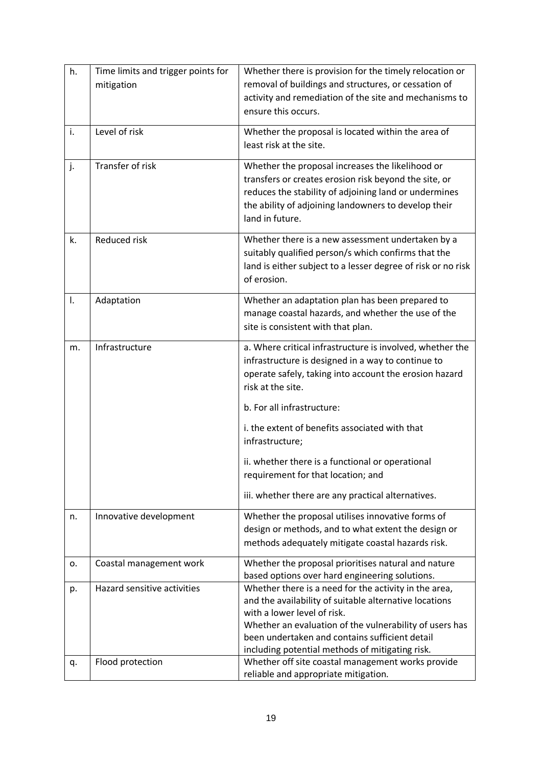| h. | Time limits and trigger points for mitigation | Whether there is provision for the timely relocation or removal of buildings and structures, or cessation of activity and remediation of the site and mechanisms to ensure this occurs. |
|---|---|---|
| i. | Level of risk | Whether the proposal is located within the area of least risk at the site. |
| j. | Transfer of risk | Whether the proposal increases the likelihood or transfers or creates erosion risk beyond the site, or reduces the stability of adjoining land or undermines the ability of adjoining landowners to develop their land in future. |
| k. | Reduced risk | Whether there is a new assessment undertaken by a suitably qualified person/s which confirms that the land is either subject to a lesser degree of risk or no risk of erosion. |
| l. | Adaptation | Whether an adaptation plan has been prepared to manage coastal hazards, and whether the use of the site is consistent with that plan. |
| m. | Infrastructure | a. Where critical infrastructure is involved, whether the infrastructure is designed in a way to continue to operate safely, taking into account the erosion hazard risk at the site.<br><br>b. For all infrastructure:<br><br>i. the extent of benefits associated with that infrastructure;<br><br>ii. whether there is a functional or operational requirement for that location; and<br><br>iii. whether there are any practical alternatives. |
| n. | Innovative development | Whether the proposal utilises innovative forms of design or methods, and to what extent the design or methods adequately mitigate coastal hazards risk. |
| o. | Coastal management work | Whether the proposal prioritises natural and nature based options over hard engineering solutions. |
| p. | Hazard sensitive activities | Whether there is a need for the activity in the area, and the availability of suitable alternative locations with a lower level of risk.<br>Whether an evaluation of the vulnerability of users has been undertaken and contains sufficient detail including potential methods of mitigating risk. |
| q. | Flood protection | Whether off site coastal management works provide reliable and appropriate mitigation. |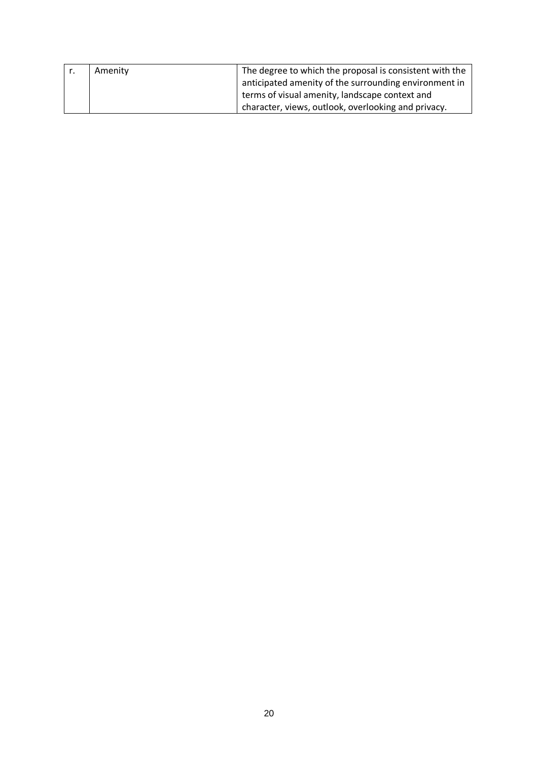| r. | Amenity | The degree to which the proposal is consistent with the anticipated amenity of the surrounding environment in terms of visual amenity, landscape context and character, views, outlook, overlooking and privacy. |
|---|---|---|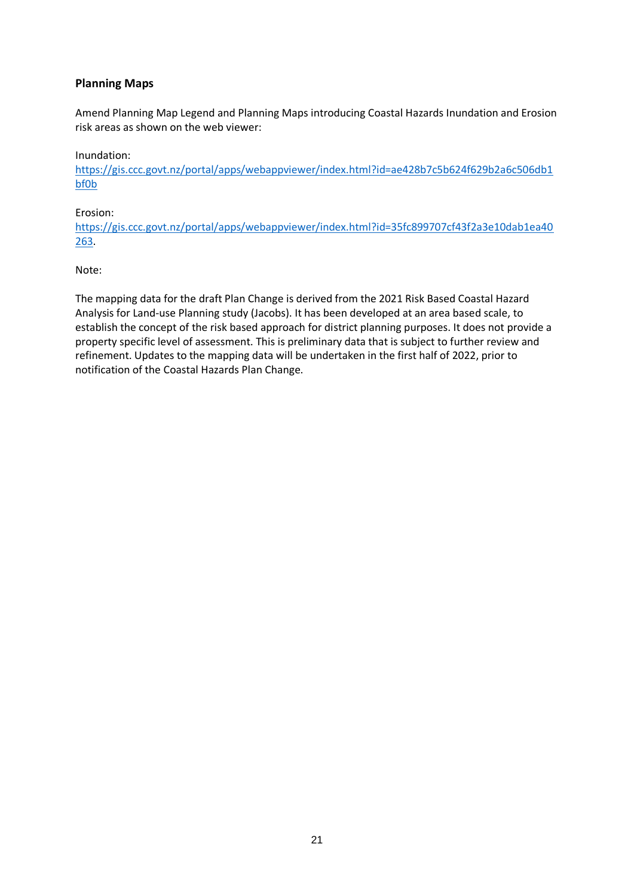## Planning Maps

Amend Planning Map Legend and Planning Maps introducing Coastal Hazards Inundation and Erosion risk areas as shown on the web viewer:

Inundation:
https://gis.ccc.govt.nz/portal/apps/webappviewer/index.html?id=ae428b7c5b624f629b2a6c506db1bf0b

Erosion:
https://gis.ccc.govt.nz/portal/apps/webappviewer/index.html?id=35fc899707cf43f2a3e10dab1ea40263.

Note:

The mapping data for the draft Plan Change is derived from the 2021 Risk Based Coastal Hazard Analysis for Land-use Planning study (Jacobs). It has been developed at an area based scale, to establish the concept of the risk based approach for district planning purposes. It does not provide a property specific level of assessment. This is preliminary data that is subject to further review and refinement. Updates to the mapping data will be undertaken in the first half of 2022, prior to notification of the Coastal Hazards Plan Change.